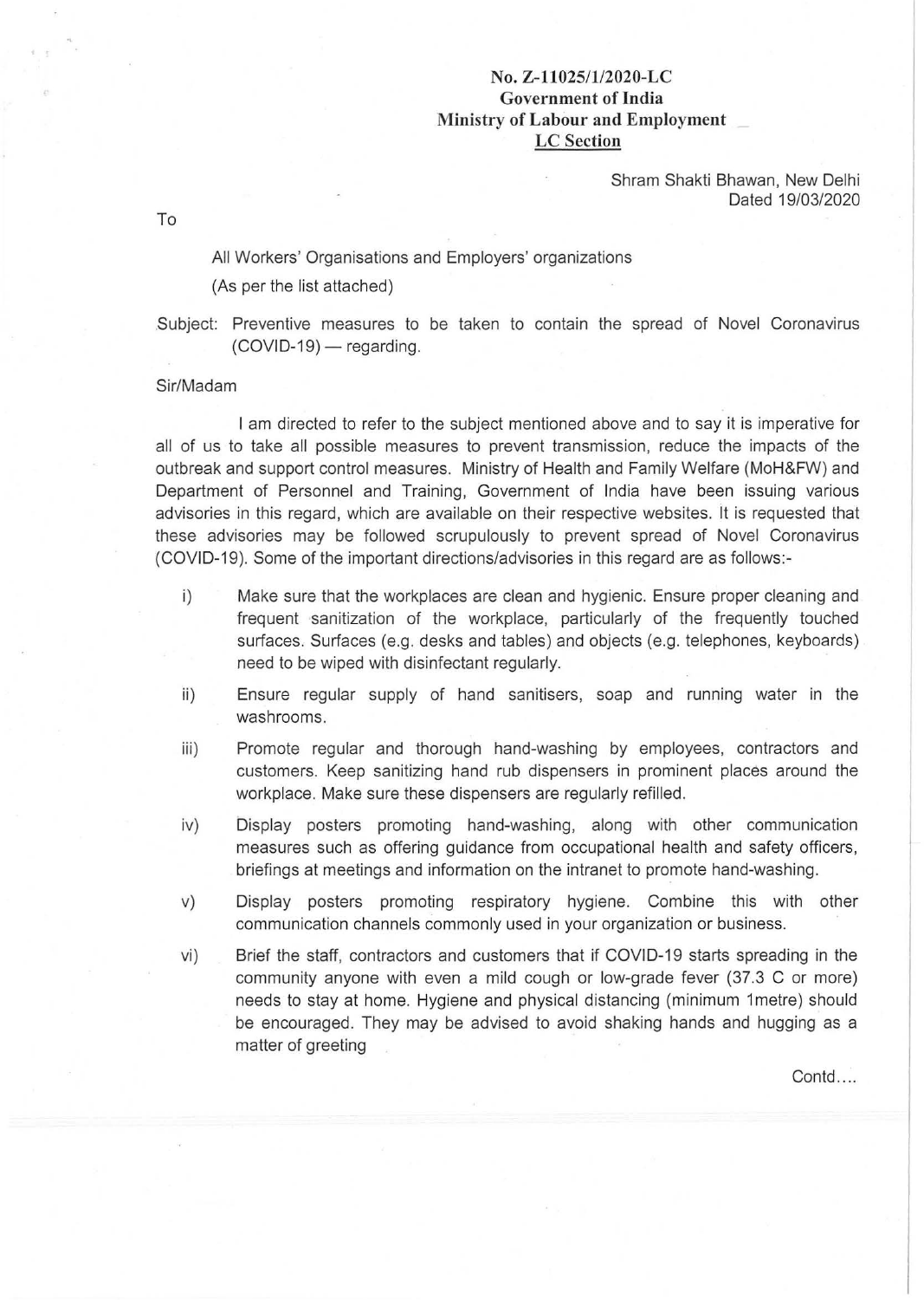**No. Z-11025/1/2020-LC**
**Government of India**
**Ministry of Labour and Employment**
**<u>LC Section</u>**

Shram Shakti Bhawan, New Delhi
Dated 19/03/2020

To

All Workers' Organisations and Employers' organizations
(As per the list attached)

Subject: Preventive measures to be taken to contain the spread of Novel Coronavirus (COVID-19) — regarding.

Sir/Madam

I am directed to refer to the subject mentioned above and to say it is imperative for all of us to take all possible measures to prevent transmission, reduce the impacts of the outbreak and support control measures. Ministry of Health and Family Welfare (MoH&FW) and Department of Personnel and Training, Government of India have been issuing various advisories in this regard, which are available on their respective websites. It is requested that these advisories may be followed scrupulously to prevent spread of Novel Coronavirus (COVID-19). Some of the important directions/advisories in this regard are as follows:-

i) Make sure that the workplaces are clean and hygienic. Ensure proper cleaning and frequent sanitization of the workplace, particularly of the frequently touched surfaces. Surfaces (e.g. desks and tables) and objects (e.g. telephones, keyboards) need to be wiped with disinfectant regularly.

ii) Ensure regular supply of hand sanitisers, soap and running water in the washrooms.

iii) Promote regular and thorough hand-washing by employees, contractors and customers. Keep sanitizing hand rub dispensers in prominent places around the workplace. Make sure these dispensers are regularly refilled.

iv) Display posters promoting hand-washing, along with other communication measures such as offering guidance from occupational health and safety officers, briefings at meetings and information on the intranet to promote hand-washing.

v) Display posters promoting respiratory hygiene. Combine this with other communication channels commonly used in your organization or business.

vi) Brief the staff, contractors and customers that if COVID-19 starts spreading in the community anyone with even a mild cough or low-grade fever (37.3 C or more) needs to stay at home. Hygiene and physical distancing (minimum 1metre) should be encouraged. They may be advised to avoid shaking hands and hugging as a matter of greeting

Contd....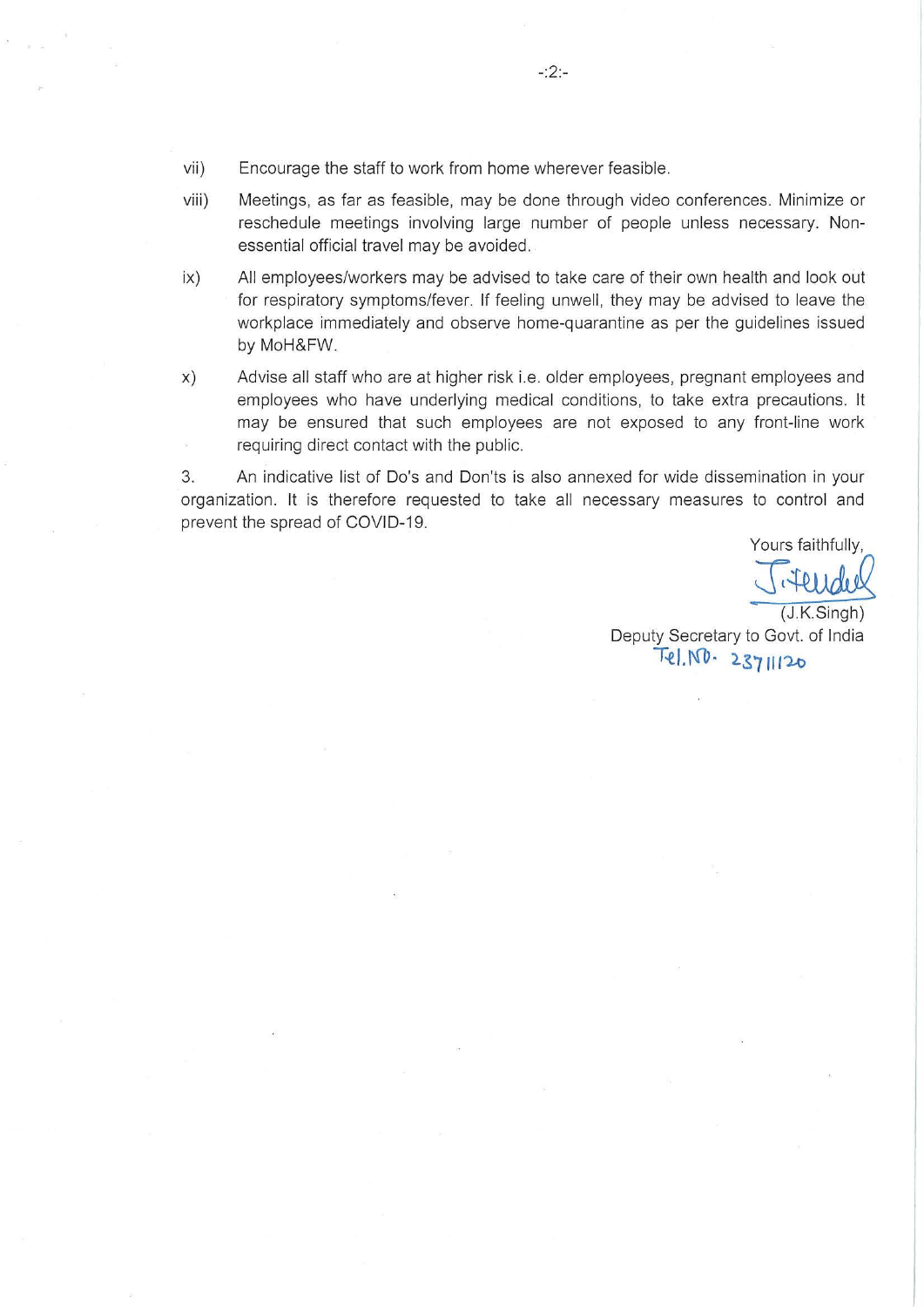vii) Encourage the staff to work from home wherever feasible.

viii) Meetings, as far as feasible, may be done through video conferences. Minimize or reschedule meetings involving large number of people unless necessary. Non-essential official travel may be avoided.

ix) All employees/workers may be advised to take care of their own health and look out for respiratory symptoms/fever. If feeling unwell, they may be advised to leave the workplace immediately and observe home-quarantine as per the guidelines issued by MoH&FW.

x) Advise all staff who are at higher risk i.e. older employees, pregnant employees and employees who have underlying medical conditions, to take extra precautions. It may be ensured that such employees are not exposed to any front-line work requiring direct contact with the public.

3. An indicative list of Do's and Don'ts is also annexed for wide dissemination in your organization. It is therefore requested to take all necessary measures to control and prevent the spread of COVID-19.

Yours faithfully,

(J.K.Singh)
Deputy Secretary to Govt. of India
Tel.No. 23711120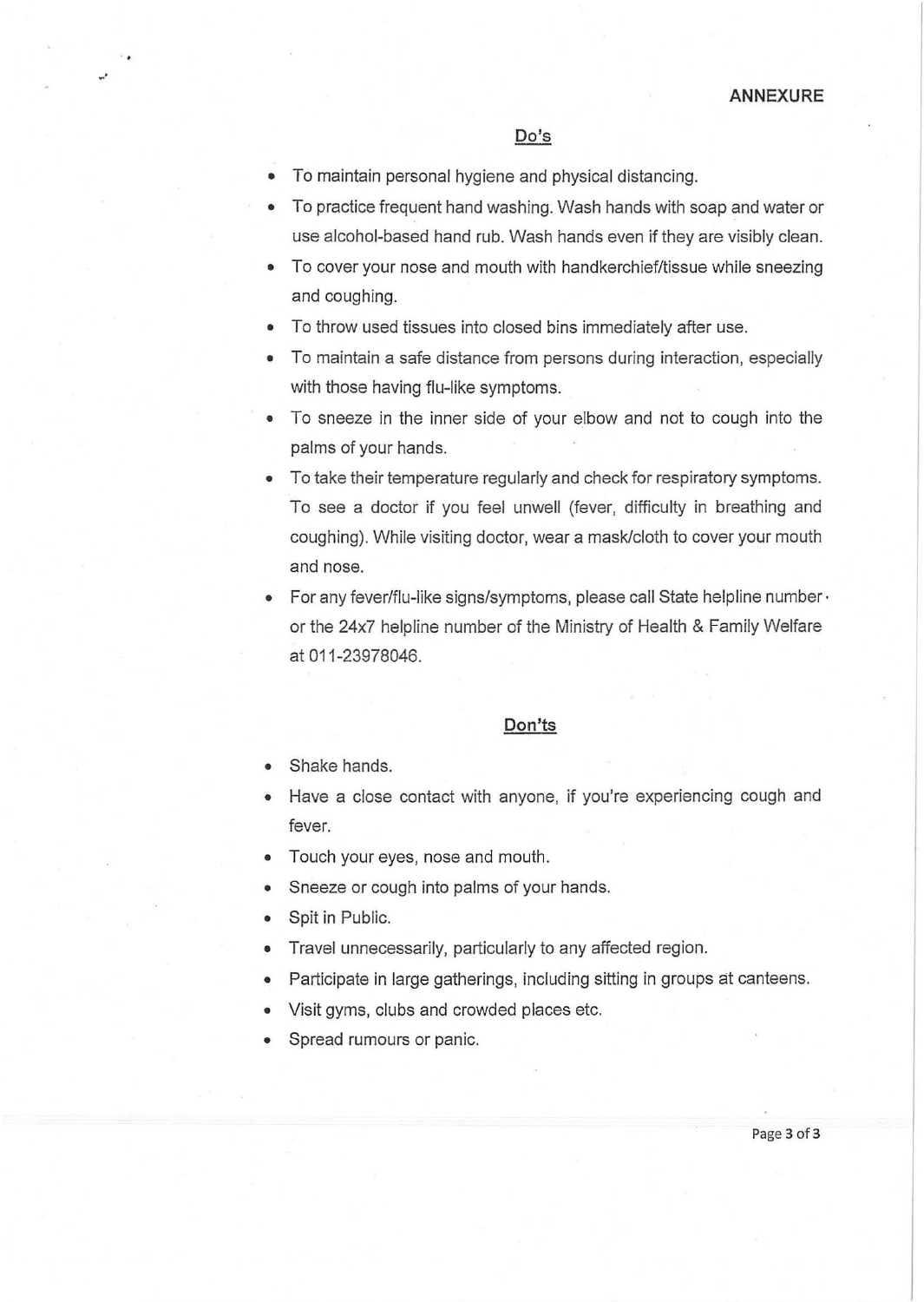## ANNEXURE

### Do's

- To maintain personal hygiene and physical distancing.
- To practice frequent hand washing. Wash hands with soap and water or use alcohol-based hand rub. Wash hands even if they are visibly clean.
- To cover your nose and mouth with handkerchief/tissue while sneezing and coughing.
- To throw used tissues into closed bins immediately after use.
- To maintain a safe distance from persons during interaction, especially with those having flu-like symptoms.
- To sneeze in the inner side of your elbow and not to cough into the palms of your hands.
- To take their temperature regularly and check for respiratory symptoms. To see a doctor if you feel unwell (fever, difficulty in breathing and coughing). While visiting doctor, wear a mask/cloth to cover your mouth and nose.
- For any fever/flu-like signs/symptoms, please call State helpline number or the 24x7 helpline number of the Ministry of Health & Family Welfare at 011-23978046.

### Don'ts

- Shake hands.
- Have a close contact with anyone, if you're experiencing cough and fever.
- Touch your eyes, nose and mouth.
- Sneeze or cough into palms of your hands.
- Spit in Public.
- Travel unnecessarily, particularly to any affected region.
- Participate in large gatherings, including sitting in groups at canteens.
- Visit gyms, clubs and crowded places etc.
- Spread rumours or panic.